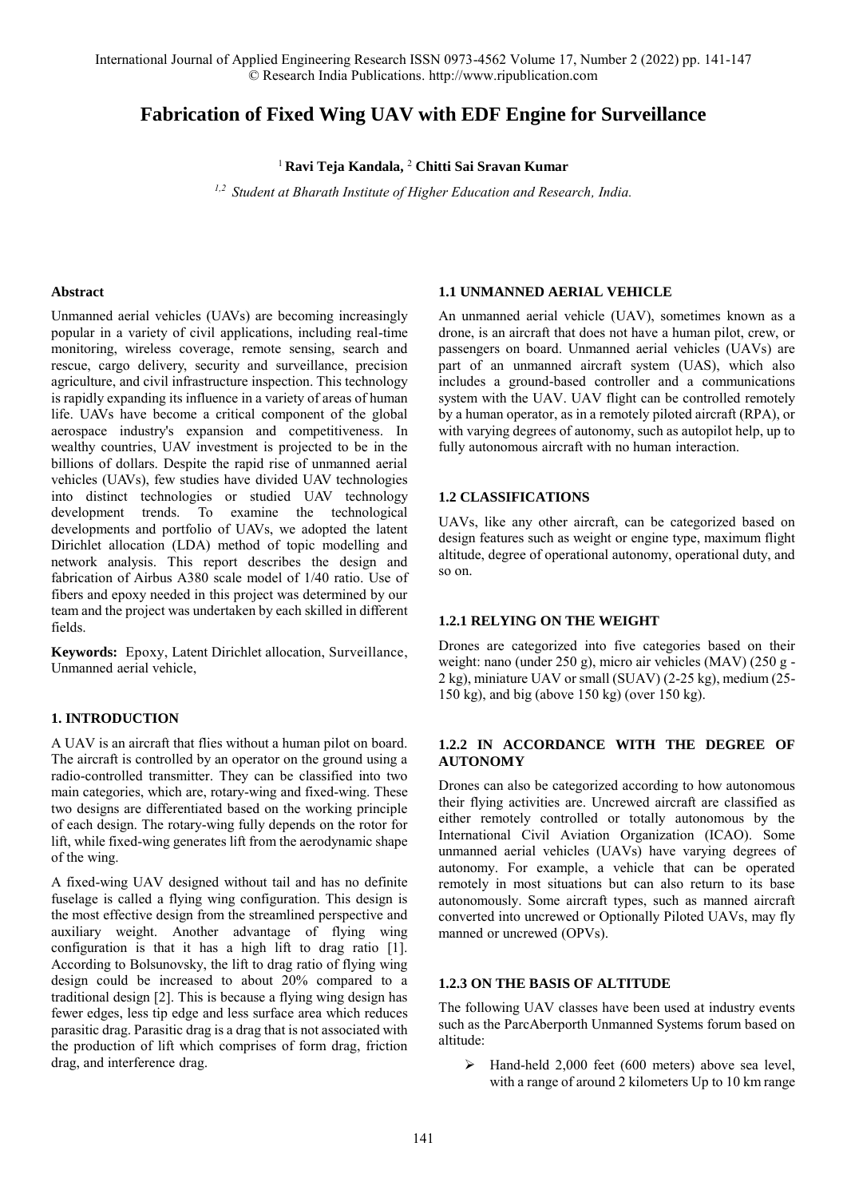# Fabrication of Fixed Wing UAV with EDF Engine for Surveillance

[1] **Ravi Teja Kandala,** [2] **Chitti Sai Sravan Kumar**

*[1,2] Student at Bharath Institute of Higher Education and Research, India.*

## Abstract

Unmanned aerial vehicles (UAVs) are becoming increasingly popular in a variety of civil applications, including real-time monitoring, wireless coverage, remote sensing, search and rescue, cargo delivery, security and surveillance, precision agriculture, and civil infrastructure inspection. This technology is rapidly expanding its influence in a variety of areas of human life. UAVs have become a critical component of the global aerospace industry's expansion and competitiveness. In wealthy countries, UAV investment is projected to be in the billions of dollars. Despite the rapid rise of unmanned aerial vehicles (UAVs), few studies have divided UAV technologies into distinct technologies or studied UAV technology development trends. To examine the technological developments and portfolio of UAVs, we adopted the latent Dirichlet allocation (LDA) method of topic modelling and network analysis. This report describes the design and fabrication of Airbus A380 scale model of 1/40 ratio. Use of fibers and epoxy needed in this project was determined by our team and the project was undertaken by each skilled in different fields.

**Keywords:** Epoxy, Latent Dirichlet allocation, Surveillance, Unmanned aerial vehicle,

## 1. INTRODUCTION

A UAV is an aircraft that flies without a human pilot on board. The aircraft is controlled by an operator on the ground using a radio-controlled transmitter. They can be classified into two main categories, which are, rotary-wing and fixed-wing. These two designs are differentiated based on the working principle of each design. The rotary-wing fully depends on the rotor for lift, while fixed-wing generates lift from the aerodynamic shape of the wing.

A fixed-wing UAV designed without tail and has no definite fuselage is called a flying wing configuration. This design is the most effective design from the streamlined perspective and auxiliary weight. Another advantage of flying wing configuration is that it has a high lift to drag ratio [1]. According to Bolsunovsky, the lift to drag ratio of flying wing design could be increased to about 20% compared to a traditional design [2]. This is because a flying wing design has fewer edges, less tip edge and less surface area which reduces parasitic drag. Parasitic drag is a drag that is not associated with the production of lift which comprises of form drag, friction drag, and interference drag.

### 1.1 UNMANNED AERIAL VEHICLE

An unmanned aerial vehicle (UAV), sometimes known as a drone, is an aircraft that does not have a human pilot, crew, or passengers on board. Unmanned aerial vehicles (UAVs) are part of an unmanned aircraft system (UAS), which also includes a ground-based controller and a communications system with the UAV. UAV flight can be controlled remotely by a human operator, as in a remotely piloted aircraft (RPA), or with varying degrees of autonomy, such as autopilot help, up to fully autonomous aircraft with no human interaction.

### 1.2 CLASSIFICATIONS

UAVs, like any other aircraft, can be categorized based on design features such as weight or engine type, maximum flight altitude, degree of operational autonomy, operational duty, and so on.

#### 1.2.1 RELYING ON THE WEIGHT

Drones are categorized into five categories based on their weight: nano (under 250 g), micro air vehicles (MAV) (250 g - 2 kg), miniature UAV or small (SUAV) (2-25 kg), medium (25-150 kg), and big (above 150 kg) (over 150 kg).

#### 1.2.2 IN ACCORDANCE WITH THE DEGREE OF AUTONOMY

Drones can also be categorized according to how autonomous their flying activities are. Uncrewed aircraft are classified as either remotely controlled or totally autonomous by the International Civil Aviation Organization (ICAO). Some unmanned aerial vehicles (UAVs) have varying degrees of autonomy. For example, a vehicle that can be operated remotely in most situations but can also return to its base autonomously. Some aircraft types, such as manned aircraft converted into uncrewed or Optionally Piloted UAVs, may fly manned or uncrewed (OPVs).

#### 1.2.3 ON THE BASIS OF ALTITUDE

The following UAV classes have been used at industry events such as the ParcAberporth Unmanned Systems forum based on altitude:

- Hand-held 2,000 feet (600 meters) above sea level, with a range of around 2 kilometers Up to 10 km range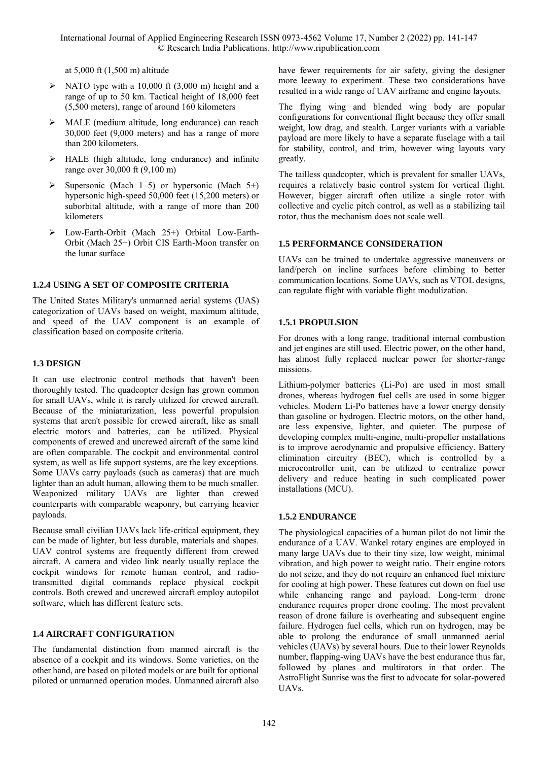at 5,000 ft (1,500 m) altitude

- NATO type with a 10,000 ft (3,000 m) height and a range of up to 50 km. Tactical height of 18,000 feet (5,500 meters), range of around 160 kilometers
- MALE (medium altitude, long endurance) can reach 30,000 feet (9,000 meters) and has a range of more than 200 kilometers.
- HALE (high altitude, long endurance) and infinite range over 30,000 ft (9,100 m)
- Supersonic (Mach 1–5) or hypersonic (Mach 5+) hypersonic high-speed 50,000 feet (15,200 meters) or suborbital altitude, with a range of more than 200 kilometers
- Low-Earth-Orbit (Mach 25+) Orbital Low-Earth-Orbit (Mach 25+) Orbit CIS Earth-Moon transfer on the lunar surface

### 1.2.4 USING A SET OF COMPOSITE CRITERIA

The United States Military's unmanned aerial systems (UAS) categorization of UAVs based on weight, maximum altitude, and speed of the UAV component is an example of classification based on composite criteria.

## 1.3 DESIGN

It can use electronic control methods that haven't been thoroughly tested. The quadcopter design has grown common for small UAVs, while it is rarely utilized for crewed aircraft. Because of the miniaturization, less powerful propulsion systems that aren't possible for crewed aircraft, like as small electric motors and batteries, can be utilized. Physical components of crewed and uncrewed aircraft of the same kind are often comparable. The cockpit and environmental control system, as well as life support systems, are the key exceptions. Some UAVs carry payloads (such as cameras) that are much lighter than an adult human, allowing them to be much smaller. Weaponized military UAVs are lighter than crewed counterparts with comparable weaponry, but carrying heavier payloads.

Because small civilian UAVs lack life-critical equipment, they can be made of lighter, but less durable, materials and shapes. UAV control systems are frequently different from crewed aircraft. A camera and video link nearly usually replace the cockpit windows for remote human control, and radio-transmitted digital commands replace physical cockpit controls. Both crewed and uncrewed aircraft employ autopilot software, which has different feature sets.

## 1.4 AIRCRAFT CONFIGURATION

The fundamental distinction from manned aircraft is the absence of a cockpit and its windows. Some varieties, on the other hand, are based on piloted models or are built for optional piloted or unmanned operation modes. Unmanned aircraft also have fewer requirements for air safety, giving the designer more leeway to experiment. These two considerations have resulted in a wide range of UAV airframe and engine layouts.

The flying wing and blended wing body are popular configurations for conventional flight because they offer small weight, low drag, and stealth. Larger variants with a variable payload are more likely to have a separate fuselage with a tail for stability, control, and trim, however wing layouts vary greatly.

The tailless quadcopter, which is prevalent for smaller UAVs, requires a relatively basic control system for vertical flight. However, bigger aircraft often utilize a single rotor with collective and cyclic pitch control, as well as a stabilizing tail rotor, thus the mechanism does not scale well.

## 1.5 PERFORMANCE CONSIDERATION

UAVs can be trained to undertake aggressive maneuvers or land/perch on incline surfaces before climbing to better communication locations. Some UAVs, such as VTOL designs, can regulate flight with variable flight modulization.

### 1.5.1 PROPULSION

For drones with a long range, traditional internal combustion and jet engines are still used. Electric power, on the other hand, has almost fully replaced nuclear power for shorter-range missions.

Lithium-polymer batteries (Li-Po) are used in most small drones, whereas hydrogen fuel cells are used in some bigger vehicles. Modern Li-Po batteries have a lower energy density than gasoline or hydrogen. Electric motors, on the other hand, are less expensive, lighter, and quieter. The purpose of developing complex multi-engine, multi-propeller installations is to improve aerodynamic and propulsive efficiency. Battery elimination circuitry (BEC), which is controlled by a microcontroller unit, can be utilized to centralize power delivery and reduce heating in such complicated power installations (MCU).

### 1.5.2 ENDURANCE

The physiological capacities of a human pilot do not limit the endurance of a UAV. Wankel rotary engines are employed in many large UAVs due to their tiny size, low weight, minimal vibration, and high power to weight ratio. Their engine rotors do not seize, and they do not require an enhanced fuel mixture for cooling at high power. These features cut down on fuel use while enhancing range and payload. Long-term drone endurance requires proper drone cooling. The most prevalent reason of drone failure is overheating and subsequent engine failure. Hydrogen fuel cells, which run on hydrogen, may be able to prolong the endurance of small unmanned aerial vehicles (UAVs) by several hours. Due to their lower Reynolds number, flapping-wing UAVs have the best endurance thus far, followed by planes and multirotors in that order. The AstroFlight Sunrise was the first to advocate for solar-powered UAVs.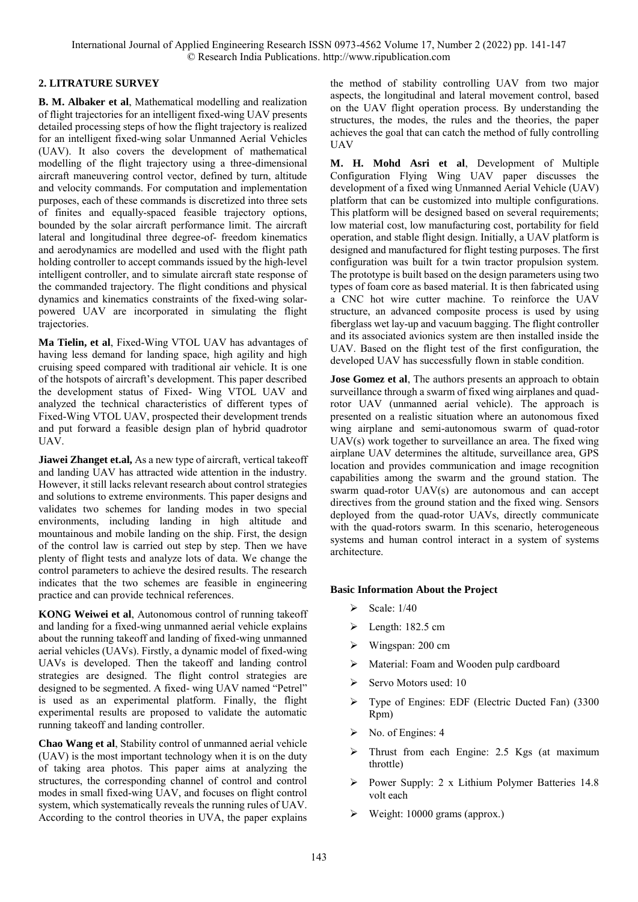## 2. LITRATURE SURVEY

**B. M. Albaker et al**, Mathematical modelling and realization of flight trajectories for an intelligent fixed-wing UAV presents detailed processing steps of how the flight trajectory is realized for an intelligent fixed-wing solar Unmanned Aerial Vehicles (UAV). It also covers the development of mathematical modelling of the flight trajectory using a three-dimensional aircraft maneuvering control vector, defined by turn, altitude and velocity commands. For computation and implementation purposes, each of these commands is discretized into three sets of finites and equally-spaced feasible trajectory options, bounded by the solar aircraft performance limit. The aircraft lateral and longitudinal three degree-of- freedom kinematics and aerodynamics are modelled and used with the flight path holding controller to accept commands issued by the high-level intelligent controller, and to simulate aircraft state response of the commanded trajectory. The flight conditions and physical dynamics and kinematics constraints of the fixed-wing solar-powered UAV are incorporated in simulating the flight trajectories.

**Ma Tielin, et al**, Fixed-Wing VTOL UAV has advantages of having less demand for landing space, high agility and high cruising speed compared with traditional air vehicle. It is one of the hotspots of aircraft's development. This paper described the development status of Fixed- Wing VTOL UAV and analyzed the technical characteristics of different types of Fixed-Wing VTOL UAV, prospected their development trends and put forward a feasible design plan of hybrid quadrotor UAV.

**Jiawei Zhanget et.al,** As a new type of aircraft, vertical takeoff and landing UAV has attracted wide attention in the industry. However, it still lacks relevant research about control strategies and solutions to extreme environments. This paper designs and validates two schemes for landing modes in two special environments, including landing in high altitude and mountainous and mobile landing on the ship. First, the design of the control law is carried out step by step. Then we have plenty of flight tests and analyze lots of data. We change the control parameters to achieve the desired results. The research indicates that the two schemes are feasible in engineering practice and can provide technical references.

**KONG Weiwei et al**, Autonomous control of running takeoff and landing for a fixed-wing unmanned aerial vehicle explains about the running takeoff and landing of fixed-wing unmanned aerial vehicles (UAVs). Firstly, a dynamic model of fixed-wing UAVs is developed. Then the takeoff and landing control strategies are designed. The flight control strategies are designed to be segmented. A fixed- wing UAV named "Petrel" is used as an experimental platform. Finally, the flight experimental results are proposed to validate the automatic running takeoff and landing controller.

**Chao Wang et al**, Stability control of unmanned aerial vehicle (UAV) is the most important technology when it is on the duty of taking area photos. This paper aims at analyzing the structures, the corresponding channel of control and control modes in small fixed-wing UAV, and focuses on flight control system, which systematically reveals the running rules of UAV. According to the control theories in UVA, the paper explains the method of stability controlling UAV from two major aspects, the longitudinal and lateral movement control, based on the UAV flight operation process. By understanding the structures, the modes, the rules and the theories, the paper achieves the goal that can catch the method of fully controlling UAV

**M. H. Mohd Asri et al**, Development of Multiple Configuration Flying Wing UAV paper discusses the development of a fixed wing Unmanned Aerial Vehicle (UAV) platform that can be customized into multiple configurations. This platform will be designed based on several requirements; low material cost, low manufacturing cost, portability for field operation, and stable flight design. Initially, a UAV platform is designed and manufactured for flight testing purposes. The first configuration was built for a twin tractor propulsion system. The prototype is built based on the design parameters using two types of foam core as based material. It is then fabricated using a CNC hot wire cutter machine. To reinforce the UAV structure, an advanced composite process is used by using fiberglass wet lay-up and vacuum bagging. The flight controller and its associated avionics system are then installed inside the UAV. Based on the flight test of the first configuration, the developed UAV has successfully flown in stable condition.

**Jose Gomez et al**, The authors presents an approach to obtain surveillance through a swarm of fixed wing airplanes and quad-rotor UAV (unmanned aerial vehicle). The approach is presented on a realistic situation where an autonomous fixed wing airplane and semi-autonomous swarm of quad-rotor UAV(s) work together to surveillance an area. The fixed wing airplane UAV determines the altitude, surveillance area, GPS location and provides communication and image recognition capabilities among the swarm and the ground station. The swarm quad-rotor UAV(s) are autonomous and can accept directives from the ground station and the fixed wing. Sensors deployed from the quad-rotor UAVs, directly communicate with the quad-rotors swarm. In this scenario, heterogeneous systems and human control interact in a system of systems architecture.

### Basic Information About the Project

- Scale: 1/40
- Length: 182.5 cm
- Wingspan: 200 cm
- Material: Foam and Wooden pulp cardboard
- Servo Motors used: 10
- Type of Engines: EDF (Electric Ducted Fan) (3300 Rpm)
- No. of Engines: 4
- Thrust from each Engine: 2.5 Kgs (at maximum throttle)
- Power Supply: 2 x Lithium Polymer Batteries 14.8 volt each
- Weight: 10000 grams (approx.)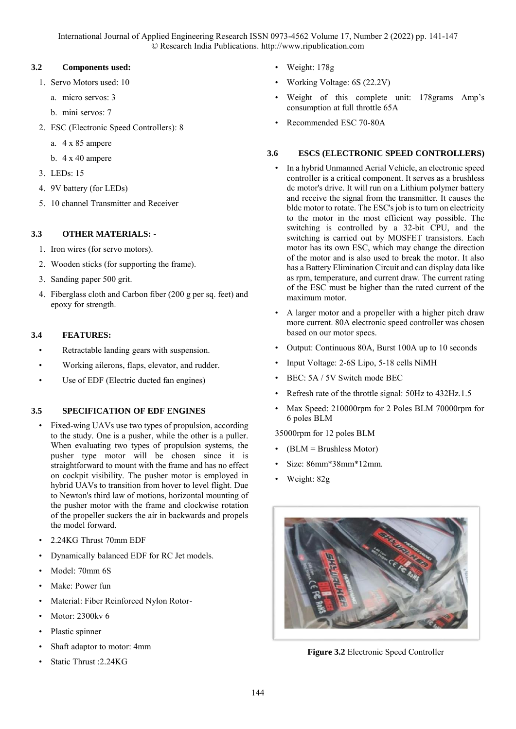### 3.2 Components used:

1. Servo Motors used: 10
   a. micro servos: 3
   b. mini servos: 7
2. ESC (Electronic Speed Controllers): 8
   a. 4 x 85 ampere
   b. 4 x 40 ampere
3. LEDs: 15
4. 9V battery (for LEDs)
5. 10 channel Transmitter and Receiver

### 3.3 OTHER MATERIALS: -

1. Iron wires (for servo motors).
2. Wooden sticks (for supporting the frame).
3. Sanding paper 500 grit.
4. Fiberglass cloth and Carbon fiber (200 g per sq. feet) and epoxy for strength.

### 3.4 FEATURES:

- Retractable landing gears with suspension.
- Working ailerons, flaps, elevator, and rudder.
- Use of EDF (Electric ducted fan engines)

### 3.5 SPECIFICATION OF EDF ENGINES

- Fixed-wing UAVs use two types of propulsion, according to the study. One is a pusher, while the other is a puller. When evaluating two types of propulsion systems, the pusher type motor will be chosen since it is straightforward to mount with the frame and has no effect on cockpit visibility. The pusher motor is employed in hybrid UAVs to transition from hover to level flight. Due to Newton's third law of motions, horizontal mounting of the pusher motor with the frame and clockwise rotation of the propeller suckers the air in backwards and propels the model forward.
- 2.24KG Thrust 70mm EDF
- Dynamically balanced EDF for RC Jet models.
- Model: 70mm 6S
- Make: Power fun
- Material: Fiber Reinforced Nylon Rotor-
- Motor: 2300kv 6
- Plastic spinner
- Shaft adaptor to motor: 4mm
- Static Thrust :2.24KG
- Weight: 178g
- Working Voltage: 6S (22.2V)
- Weight of this complete unit: 178grams Amp's consumption at full throttle 65A
- Recommended ESC 70-80A

### 3.6 ESCS (ELECTRONIC SPEED CONTROLLERS)

- In a hybrid Unmanned Aerial Vehicle, an electronic speed controller is a critical component. It serves as a brushless dc motor's drive. It will run on a Lithium polymer battery and receive the signal from the transmitter. It causes the bldc motor to rotate. The ESC's job is to turn on electricity to the motor in the most efficient way possible. The switching is controlled by a 32-bit CPU, and the switching is carried out by MOSFET transistors. Each motor has its own ESC, which may change the direction of the motor and is also used to break the motor. It also has a Battery Elimination Circuit and can display data like as rpm, temperature, and current draw. The current rating of the ESC must be higher than the rated current of the maximum motor.
- A larger motor and a propeller with a higher pitch draw more current. 80A electronic speed controller was chosen based on our motor specs.
- Output: Continuous 80A, Burst 100A up to 10 seconds
- Input Voltage: 2-6S Lipo, 5-18 cells NiMH
- BEC: 5A / 5V Switch mode BEC
- Refresh rate of the throttle signal: 50Hz to 432Hz.1.5
- Max Speed: 210000rpm for 2 Poles BLM 70000rpm for 6 poles BLM

35000rpm for 12 poles BLM

- (BLM = Brushless Motor)
- Size: 86mm*38mm*12mm.
- Weight: 82g

**Figure 3.2** Electronic Speed Controller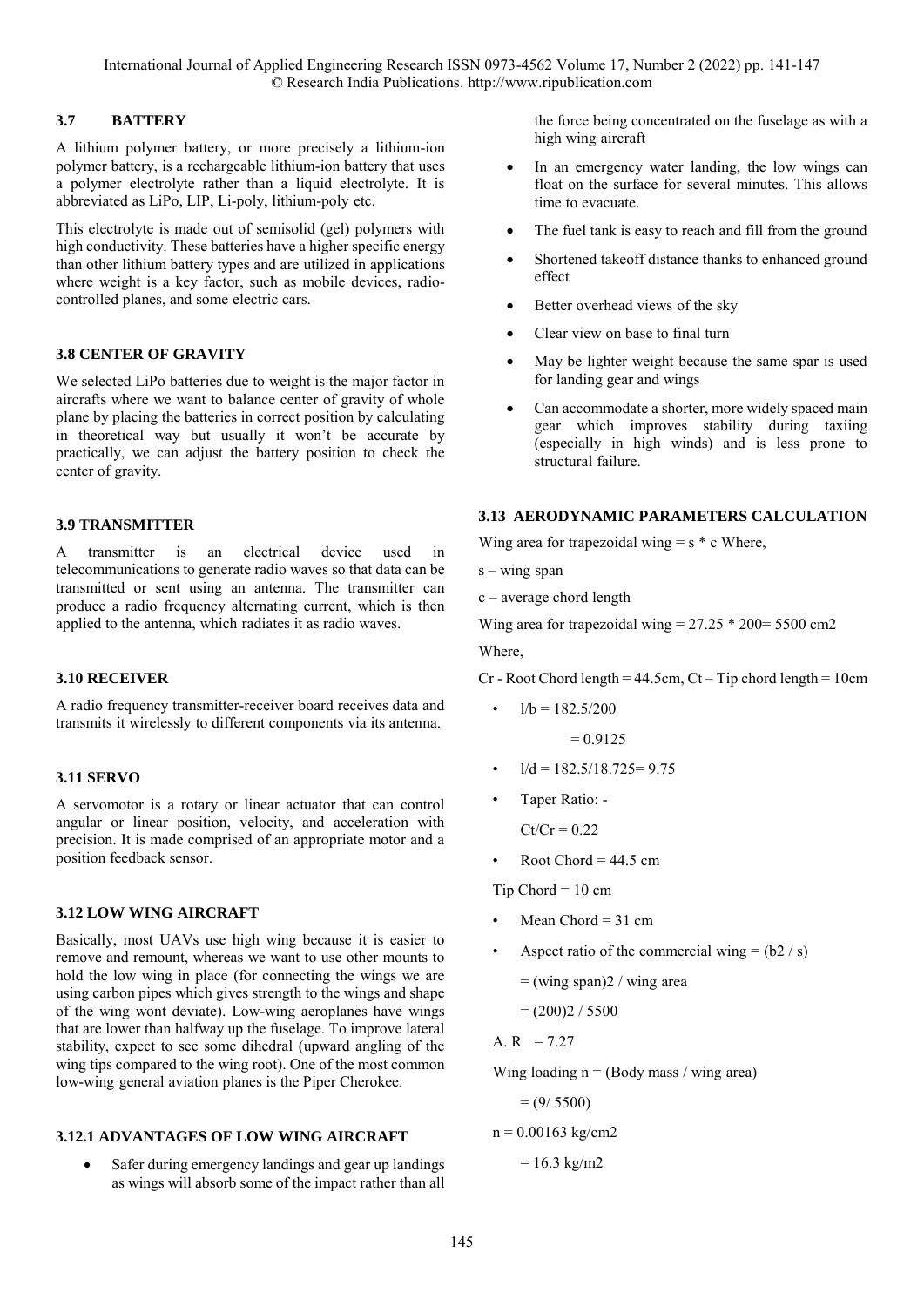### 3.7 BATTERY

A lithium polymer battery, or more precisely a lithium-ion polymer battery, is a rechargeable lithium-ion battery that uses a polymer electrolyte rather than a liquid electrolyte. It is abbreviated as LiPo, LIP, Li-poly, lithium-poly etc.

This electrolyte is made out of semisolid (gel) polymers with high conductivity. These batteries have a higher specific energy than other lithium battery types and are utilized in applications where weight is a key factor, such as mobile devices, radio-controlled planes, and some electric cars.

### 3.8 CENTER OF GRAVITY

We selected LiPo batteries due to weight is the major factor in aircrafts where we want to balance center of gravity of whole plane by placing the batteries in correct position by calculating in theoretical way but usually it won't be accurate by practically, we can adjust the battery position to check the center of gravity.

### 3.9 TRANSMITTER

A transmitter is an electrical device used in telecommunications to generate radio waves so that data can be transmitted or sent using an antenna. The transmitter can produce a radio frequency alternating current, which is then applied to the antenna, which radiates it as radio waves.

### 3.10 RECEIVER

A radio frequency transmitter-receiver board receives data and transmits it wirelessly to different components via its antenna.

### 3.11 SERVO

A servomotor is a rotary or linear actuator that can control angular or linear position, velocity, and acceleration with precision. It is made comprised of an appropriate motor and a position feedback sensor.

### 3.12 LOW WING AIRCRAFT

Basically, most UAVs use high wing because it is easier to remove and remount, whereas we want to use other mounts to hold the low wing in place (for connecting the wings we are using carbon pipes which gives strength to the wings and shape of the wing wont deviate). Low-wing aeroplanes have wings that are lower than halfway up the fuselage. To improve lateral stability, expect to see some dihedral (upward angling of the wing tips compared to the wing root). One of the most common low-wing general aviation planes is the Piper Cherokee.

### 3.12.1 ADVANTAGES OF LOW WING AIRCRAFT

- Safer during emergency landings and gear up landings as wings will absorb some of the impact rather than all the force being concentrated on the fuselage as with a high wing aircraft
- In an emergency water landing, the low wings can float on the surface for several minutes. This allows time to evacuate.
- The fuel tank is easy to reach and fill from the ground
- Shortened takeoff distance thanks to enhanced ground effect
- Better overhead views of the sky
- Clear view on base to final turn
- May be lighter weight because the same spar is used for landing gear and wings
- Can accommodate a shorter, more widely spaced main gear which improves stability during taxiing (especially in high winds) and is less prone to structural failure.

### 3.13 AERODYNAMIC PARAMETERS CALCULATION

Wing area for trapezoidal wing = s * c Where,

s – wing span

c – average chord length

Wing area for trapezoidal wing = 27.25 * 200= 5500 cm2

Where,

Cr - Root Chord length = 44.5cm, Ct – Tip chord length = 10cm

- l/b = 182.5/200

  = 0.9125

- l/d = 182.5/18.725= 9.75
- Taper Ratio: -

  Ct/Cr = 0.22

- Root Chord = 44.5 cm

Tip Chord = 10 cm

- Mean Chord = 31 cm
- Aspect ratio of the commercial wing = (b2 / s)

  = (wing span)2 / wing area

  = (200)2 / 5500

A. R = 7.27

Wing loading n = (Body mass / wing area)

= (9/ 5500)

n = 0.00163 kg/cm2

= 16.3 kg/m2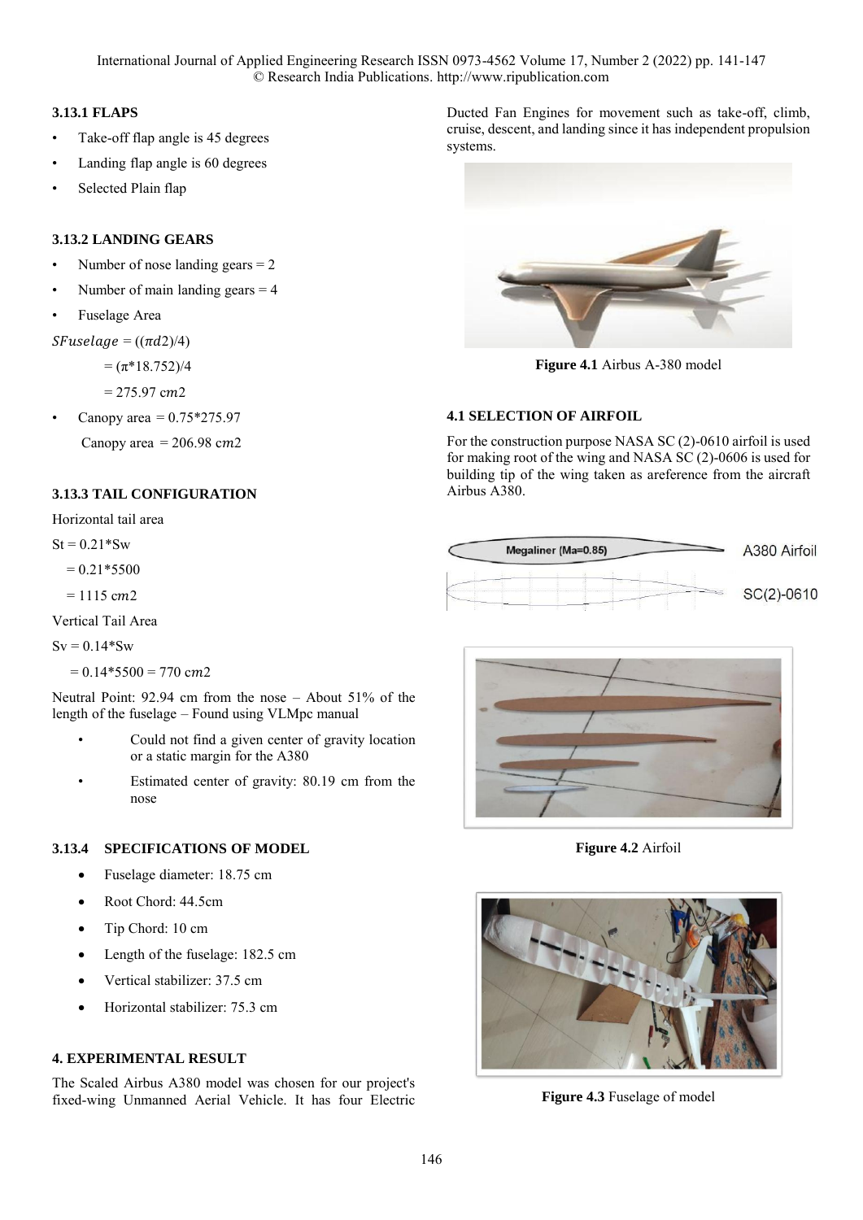### 3.13.1 FLAPS

- Take-off flap angle is 45 degrees
- Landing flap angle is 60 degrees
- Selected Plain flap

### 3.13.2 LANDING GEARS

- Number of nose landing gears = 2
- Number of main landing gears = 4
- Fuselage Area

$SFuselage = ((\pi d2)/4)$

$= (\pi*18.752)/4$

$= 275.97\ cm2$

- Canopy area = 0.75*275.97

  Canopy area = 206.98 $cm2$

### 3.13.3 TAIL CONFIGURATION

Horizontal tail area

St = 0.21*Sw

= 0.21*5500

= 1115 $cm2$

Vertical Tail Area

Sv = 0.14*Sw

= 0.14*5500 = 770 $cm2$

Neutral Point: 92.94 cm from the nose – About 51% of the length of the fuselage – Found using VLMpc manual

- Could not find a given center of gravity location or a static margin for the A380
- Estimated center of gravity: 80.19 cm from the nose

### 3.13.4 SPECIFICATIONS OF MODEL

- Fuselage diameter: 18.75 cm
- Root Chord: 44.5cm
- Tip Chord: 10 cm
- Length of the fuselage: 182.5 cm
- Vertical stabilizer: 37.5 cm
- Horizontal stabilizer: 75.3 cm

## 4. EXPERIMENTAL RESULT

The Scaled Airbus A380 model was chosen for our project's fixed-wing Unmanned Aerial Vehicle. It has four Electric Ducted Fan Engines for movement such as take-off, climb, cruise, descent, and landing since it has independent propulsion systems.

**Figure 4.1** Airbus A-380 model

### 4.1 SELECTION OF AIRFOIL

For the construction purpose NASA SC (2)-0610 airfoil is used for making root of the wing and NASA SC (2)-0606 is used for building tip of the wing taken as areference from the aircraft Airbus A380.

**Figure 4.2** Airfoil

**Figure 4.3** Fuselage of model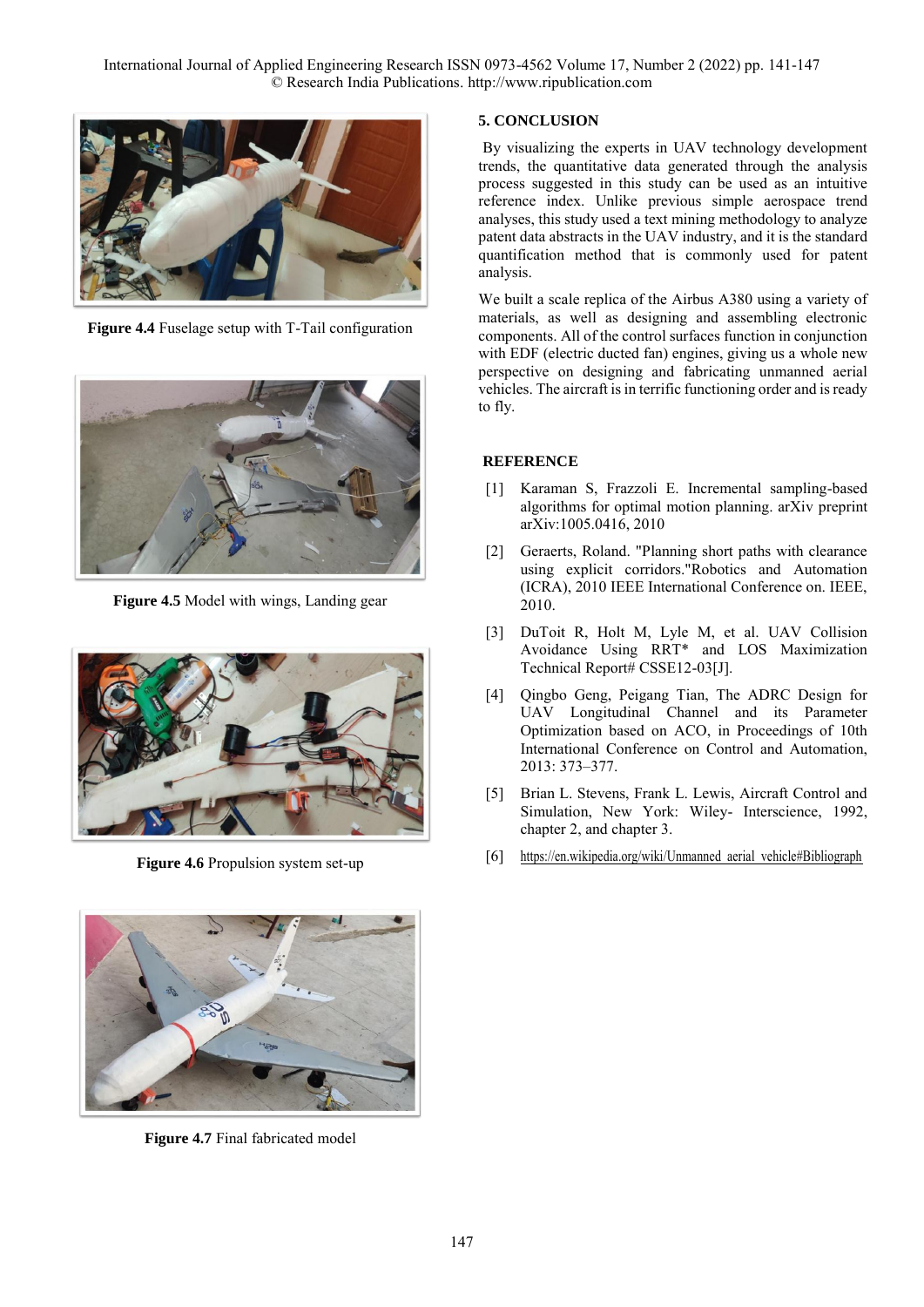**Figure 4.4** Fuselage setup with T-Tail configuration

**Figure 4.5** Model with wings, Landing gear

**Figure 4.6** Propulsion system set-up

**Figure 4.7** Final fabricated model

## 5. CONCLUSION

By visualizing the experts in UAV technology development trends, the quantitative data generated through the analysis process suggested in this study can be used as an intuitive reference index. Unlike previous simple aerospace trend analyses, this study used a text mining methodology to analyze patent data abstracts in the UAV industry, and it is the standard quantification method that is commonly used for patent analysis.

We built a scale replica of the Airbus A380 using a variety of materials, as well as designing and assembling electronic components. All of the control surfaces function in conjunction with EDF (electric ducted fan) engines, giving us a whole new perspective on designing and fabricating unmanned aerial vehicles. The aircraft is in terrific functioning order and is ready to fly.

## REFERENCE

[1] Karaman S, Frazzoli E. Incremental sampling-based algorithms for optimal motion planning. arXiv preprint arXiv:1005.0416, 2010

[2] Geraerts, Roland. "Planning short paths with clearance using explicit corridors."Robotics and Automation (ICRA), 2010 IEEE International Conference on. IEEE, 2010.

[3] DuToit R, Holt M, Lyle M, et al. UAV Collision Avoidance Using RRT* and LOS Maximization Technical Report# CSSE12-03[J].

[4] Qingbo Geng, Peigang Tian, The ADRC Design for UAV Longitudinal Channel and its Parameter Optimization based on ACO, in Proceedings of 10th International Conference on Control and Automation, 2013: 373–377.

[5] Brian L. Stevens, Frank L. Lewis, Aircraft Control and Simulation, New York: Wiley- Interscience, 1992, chapter 2, and chapter 3.

[6] https://en.wikipedia.org/wiki/Unmanned_aerial_vehicle#Bibliograph